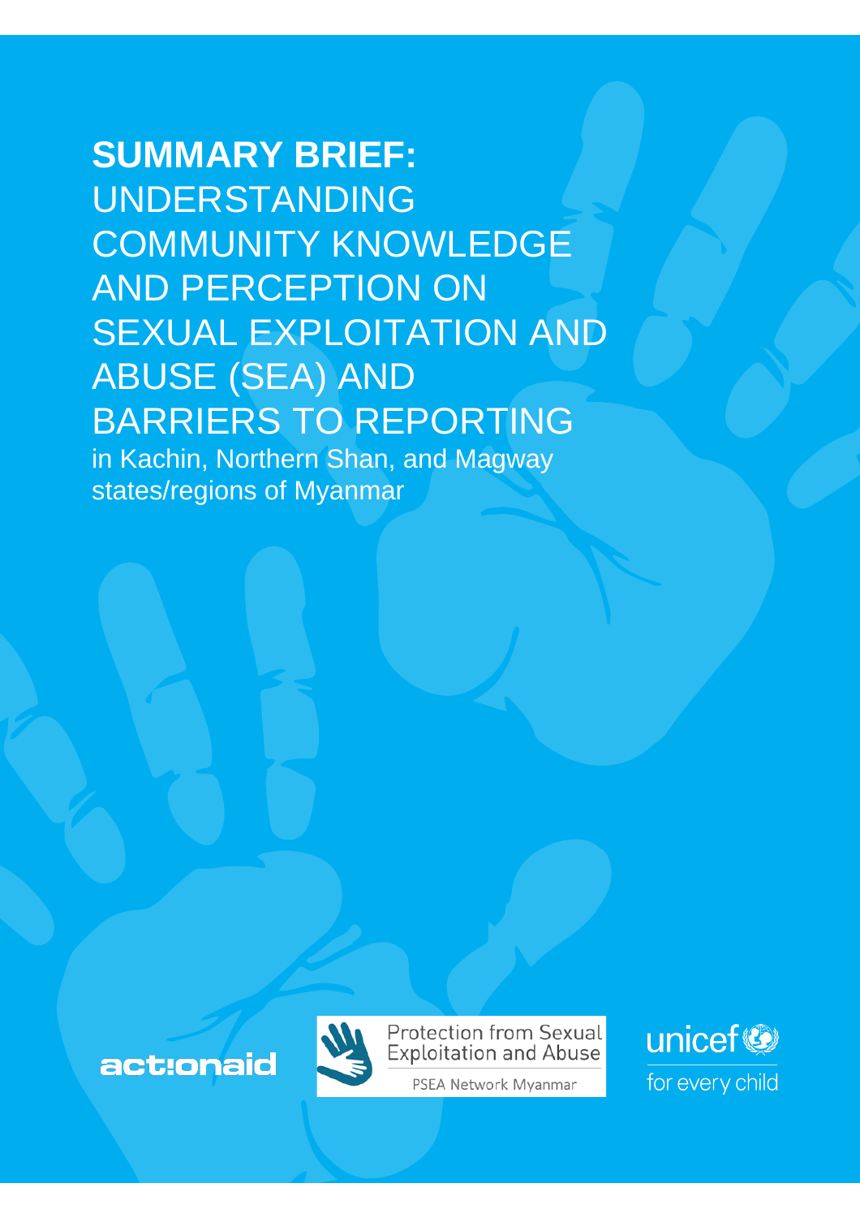# SUMMARY BRIEF: UNDERSTANDING COMMUNITY KNOWLEDGE AND PERCEPTION ON SEXUAL EXPLOITATION AND ABUSE (SEA) AND BARRIERS TO REPORTING

in Kachin, Northern Shan, and Magway states/regions of Myanmar

actionaid

Protection from Sexual Exploitation and Abuse

PSEA Network Myanmar

unicef

for every child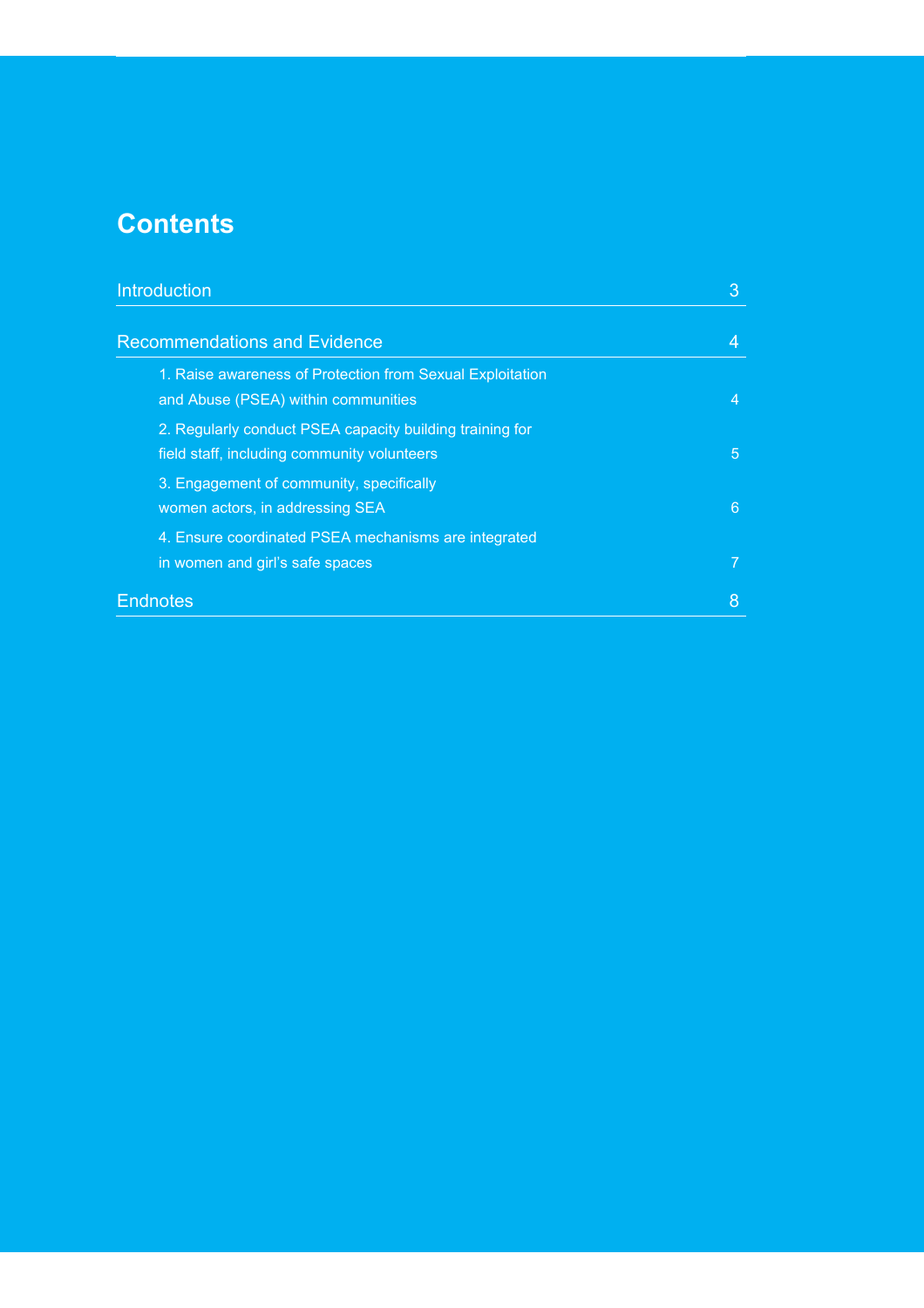# Contents

| | |
|---|---|
| Introduction | 3 |
| Recommendations and Evidence | 4 |
| 1. Raise awareness of Protection from Sexual Exploitation and Abuse (PSEA) within communities | 4 |
| 2. Regularly conduct PSEA capacity building training for field staff, including community volunteers | 5 |
| 3. Engagement of community, specifically women actors, in addressing SEA | 6 |
| 4. Ensure coordinated PSEA mechanisms are integrated in women and girl's safe spaces | 7 |
| Endnotes | 8 |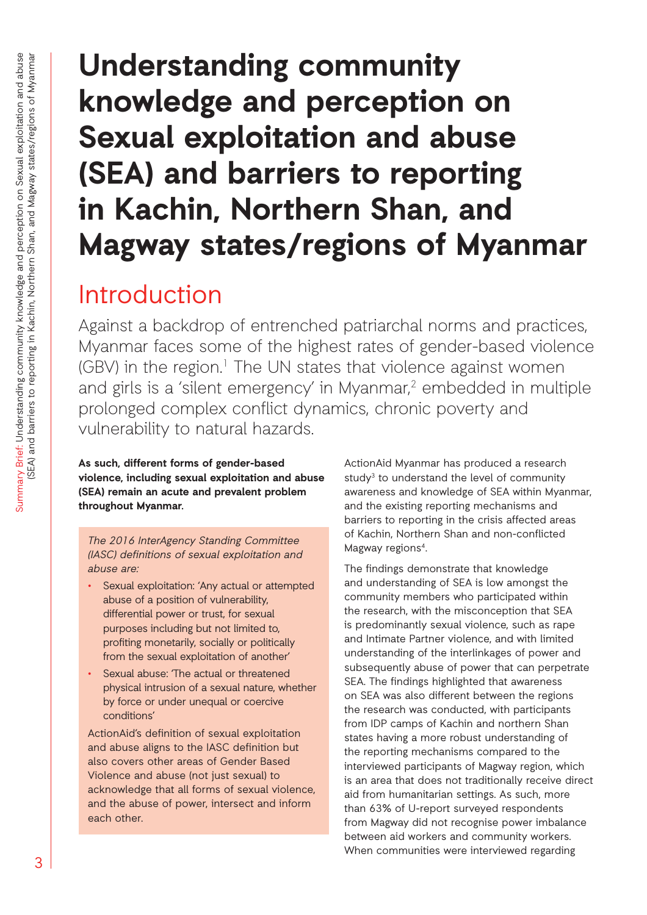# Understanding community knowledge and perception on Sexual exploitation and abuse (SEA) and barriers to reporting in Kachin, Northern Shan, and Magway states/regions of Myanmar

## Introduction

Against a backdrop of entrenched patriarchal norms and practices, Myanmar faces some of the highest rates of gender-based violence (GBV) in the region.[1] The UN states that violence against women and girls is a 'silent emergency' in Myanmar,[2] embedded in multiple prolonged complex conflict dynamics, chronic poverty and vulnerability to natural hazards.

**As such, different forms of gender-based violence, including sexual exploitation and abuse (SEA) remain an acute and prevalent problem throughout Myanmar.**

*The 2016 InterAgency Standing Committee (IASC) definitions of sexual exploitation and abuse are:*

- Sexual exploitation: 'Any actual or attempted abuse of a position of vulnerability, differential power or trust, for sexual purposes including but not limited to, profiting monetarily, socially or politically from the sexual exploitation of another'
- Sexual abuse: 'The actual or threatened physical intrusion of a sexual nature, whether by force or under unequal or coercive conditions'

ActionAid's definition of sexual exploitation and abuse aligns to the IASC definition but also covers other areas of Gender Based Violence and abuse (not just sexual) to acknowledge that all forms of sexual violence, and the abuse of power, intersect and inform each other.

ActionAid Myanmar has produced a research study[3] to understand the level of community awareness and knowledge of SEA within Myanmar, and the existing reporting mechanisms and barriers to reporting in the crisis affected areas of Kachin, Northern Shan and non-conflicted Magway regions[4].

The findings demonstrate that knowledge and understanding of SEA is low amongst the community members who participated within the research, with the misconception that SEA is predominantly sexual violence, such as rape and Intimate Partner violence, and with limited understanding of the interlinkages of power and subsequently abuse of power that can perpetrate SEA. The findings highlighted that awareness on SEA was also different between the regions the research was conducted, with participants from IDP camps of Kachin and northern Shan states having a more robust understanding of the reporting mechanisms compared to the interviewed participants of Magway region, which is an area that does not traditionally receive direct aid from humanitarian settings. As such, more than 63% of U-report surveyed respondents from Magway did not recognise power imbalance between aid workers and community workers. When communities were interviewed regarding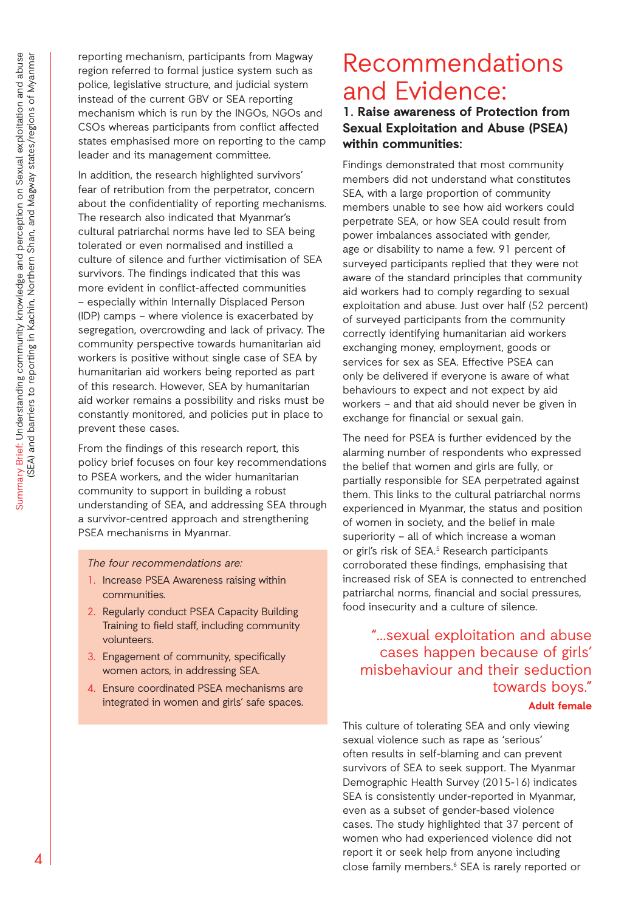reporting mechanism, participants from Magway region referred to formal justice system such as police, legislative structure, and judicial system instead of the current GBV or SEA reporting mechanism which is run by the INGOs, NGOs and CSOs whereas participants from conflict affected states emphasised more on reporting to the camp leader and its management committee.

In addition, the research highlighted survivors' fear of retribution from the perpetrator, concern about the confidentiality of reporting mechanisms. The research also indicated that Myanmar's cultural patriarchal norms have led to SEA being tolerated or even normalised and instilled a culture of silence and further victimisation of SEA survivors. The findings indicated that this was more evident in conflict-affected communities – especially within Internally Displaced Person (IDP) camps – where violence is exacerbated by segregation, overcrowding and lack of privacy. The community perspective towards humanitarian aid workers is positive without single case of SEA by humanitarian aid workers being reported as part of this research. However, SEA by humanitarian aid worker remains a possibility and risks must be constantly monitored, and policies put in place to prevent these cases.

From the findings of this research report, this policy brief focuses on four key recommendations to PSEA workers, and the wider humanitarian community to support in building a robust understanding of SEA, and addressing SEA through a survivor-centred approach and strengthening PSEA mechanisms in Myanmar.

*The four recommendations are:*

1. Increase PSEA Awareness raising within communities.
2. Regularly conduct PSEA Capacity Building Training to field staff, including community volunteers.
3. Engagement of community, specifically women actors, in addressing SEA.
4. Ensure coordinated PSEA mechanisms are integrated in women and girls' safe spaces.

# Recommendations and Evidence:

### 1. Raise awareness of Protection from Sexual Exploitation and Abuse (PSEA) within communities:

Findings demonstrated that most community members did not understand what constitutes SEA, with a large proportion of community members unable to see how aid workers could perpetrate SEA, or how SEA could result from power imbalances associated with gender, age or disability to name a few. 91 percent of surveyed participants replied that they were not aware of the standard principles that community aid workers had to comply regarding to sexual exploitation and abuse. Just over half (52 percent) of surveyed participants from the community correctly identifying humanitarian aid workers exchanging money, employment, goods or services for sex as SEA. Effective PSEA can only be delivered if everyone is aware of what behaviours to expect and not expect by aid workers – and that aid should never be given in exchange for financial or sexual gain.

The need for PSEA is further evidenced by the alarming number of respondents who expressed the belief that women and girls are fully, or partially responsible for SEA perpetrated against them. This links to the cultural patriarchal norms experienced in Myanmar, the status and position of women in society, and the belief in male superiority – all of which increase a woman or girl's risk of SEA.[5] Research participants corroborated these findings, emphasising that increased risk of SEA is connected to entrenched patriarchal norms, financial and social pressures, food insecurity and a culture of silence.

> "...sexual exploitation and abuse cases happen because of girls' misbehaviour and their seduction towards boys."
>
> **Adult female**

This culture of tolerating SEA and only viewing sexual violence such as rape as 'serious' often results in self-blaming and can prevent survivors of SEA to seek support. The Myanmar Demographic Health Survey (2015-16) indicates SEA is consistently under-reported in Myanmar, even as a subset of gender-based violence cases. The study highlighted that 37 percent of women who had experienced violence did not report it or seek help from anyone including close family members.[6] SEA is rarely reported or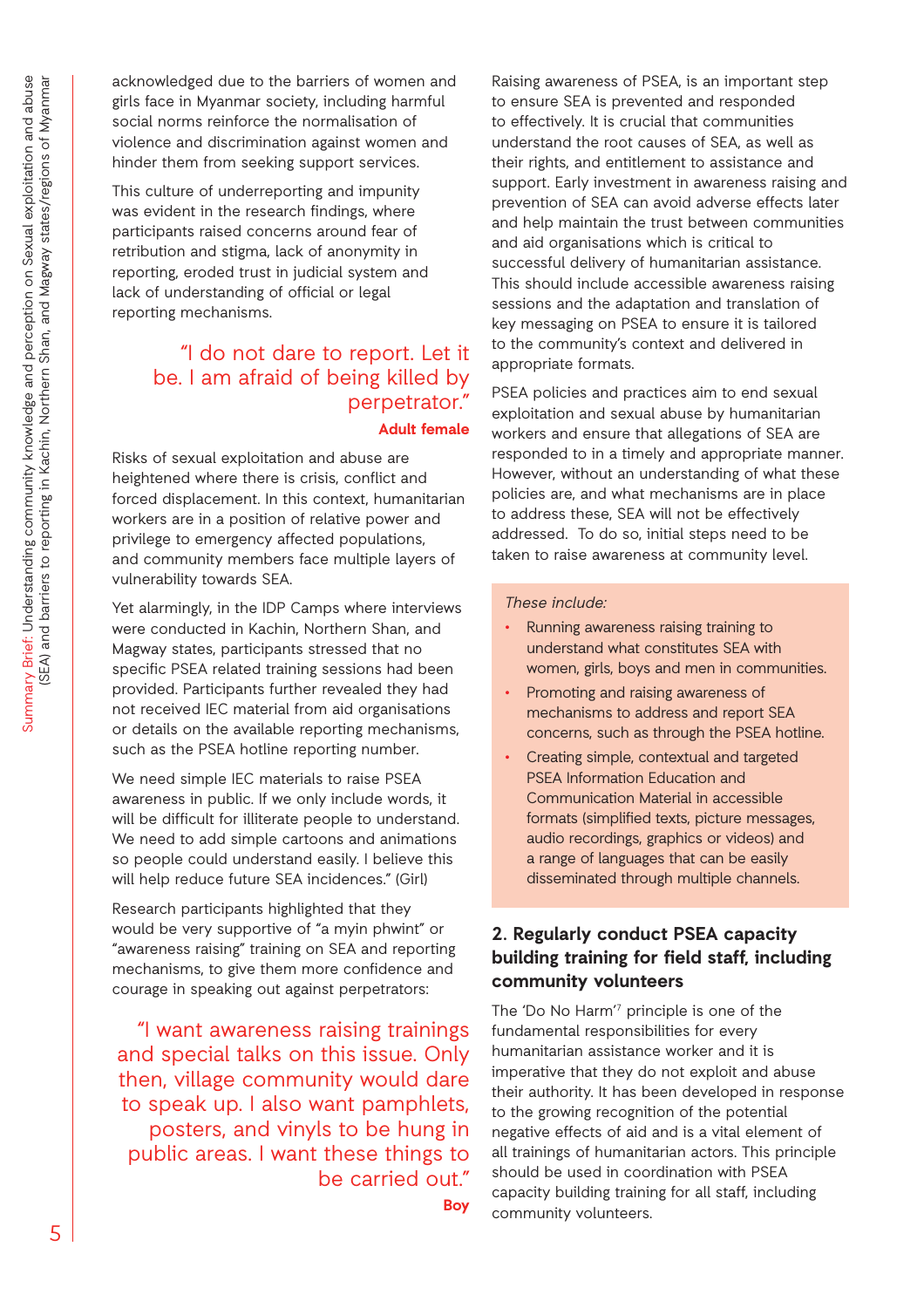acknowledged due to the barriers of women and girls face in Myanmar society, including harmful social norms reinforce the normalisation of violence and discrimination against women and hinder them from seeking support services.

This culture of underreporting and impunity was evident in the research findings, where participants raised concerns around fear of retribution and stigma, lack of anonymity in reporting, eroded trust in judicial system and lack of understanding of official or legal reporting mechanisms.

> "I do not dare to report. Let it be. I am afraid of being killed by perpetrator."
>
> **Adult female**

Risks of sexual exploitation and abuse are heightened where there is crisis, conflict and forced displacement. In this context, humanitarian workers are in a position of relative power and privilege to emergency affected populations, and community members face multiple layers of vulnerability towards SEA.

Yet alarmingly, in the IDP Camps where interviews were conducted in Kachin, Northern Shan, and Magway states, participants stressed that no specific PSEA related training sessions had been provided. Participants further revealed they had not received IEC material from aid organisations or details on the available reporting mechanisms, such as the PSEA hotline reporting number.

We need simple IEC materials to raise PSEA awareness in public. If we only include words, it will be difficult for illiterate people to understand. We need to add simple cartoons and animations so people could understand easily. I believe this will help reduce future SEA incidences." (Girl)

Research participants highlighted that they would be very supportive of "a myin phwint" or "awareness raising" training on SEA and reporting mechanisms, to give them more confidence and courage in speaking out against perpetrators:

> "I want awareness raising trainings and special talks on this issue. Only then, village community would dare to speak up. I also want pamphlets, posters, and vinyls to be hung in public areas. I want these things to be carried out."
>
> **Boy**

Raising awareness of PSEA, is an important step to ensure SEA is prevented and responded to effectively. It is crucial that communities understand the root causes of SEA, as well as their rights, and entitlement to assistance and support. Early investment in awareness raising and prevention of SEA can avoid adverse effects later and help maintain the trust between communities and aid organisations which is critical to successful delivery of humanitarian assistance. This should include accessible awareness raising sessions and the adaptation and translation of key messaging on PSEA to ensure it is tailored to the community's context and delivered in appropriate formats.

PSEA policies and practices aim to end sexual exploitation and sexual abuse by humanitarian workers and ensure that allegations of SEA are responded to in a timely and appropriate manner. However, without an understanding of what these policies are, and what mechanisms are in place to address these, SEA will not be effectively addressed. To do so, initial steps need to be taken to raise awareness at community level.

*These include:*

- Running awareness raising training to understand what constitutes SEA with women, girls, boys and men in communities.
- Promoting and raising awareness of mechanisms to address and report SEA concerns, such as through the PSEA hotline.
- Creating simple, contextual and targeted PSEA Information Education and Communication Material in accessible formats (simplified texts, picture messages, audio recordings, graphics or videos) and a range of languages that can be easily disseminated through multiple channels.

## 2. Regularly conduct PSEA capacity building training for field staff, including community volunteers

The 'Do No Harm'[7] principle is one of the fundamental responsibilities for every humanitarian assistance worker and it is imperative that they do not exploit and abuse their authority. It has been developed in response to the growing recognition of the potential negative effects of aid and is a vital element of all trainings of humanitarian actors. This principle should be used in coordination with PSEA capacity building training for all staff, including community volunteers.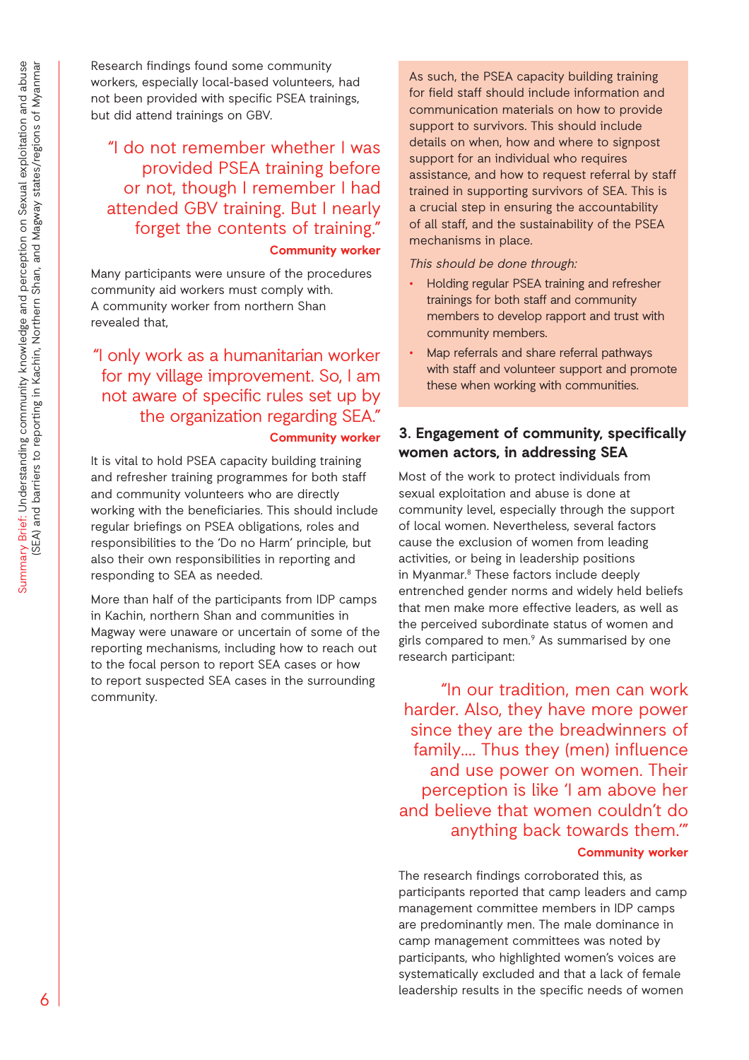Research findings found some community workers, especially local-based volunteers, had not been provided with specific PSEA trainings, but did attend trainings on GBV.

> "I do not remember whether I was provided PSEA training before or not, though I remember I had attended GBV training. But I nearly forget the contents of training."
>
> **Community worker**

Many participants were unsure of the procedures community aid workers must comply with. A community worker from northern Shan revealed that,

> "I only work as a humanitarian worker for my village improvement. So, I am not aware of specific rules set up by the organization regarding SEA."
>
> **Community worker**

It is vital to hold PSEA capacity building training and refresher training programmes for both staff and community volunteers who are directly working with the beneficiaries. This should include regular briefings on PSEA obligations, roles and responsibilities to the 'Do no Harm' principle, but also their own responsibilities in reporting and responding to SEA as needed.

More than half of the participants from IDP camps in Kachin, northern Shan and communities in Magway were unaware or uncertain of some of the reporting mechanisms, including how to reach out to the focal person to report SEA cases or how to report suspected SEA cases in the surrounding community.

As such, the PSEA capacity building training for field staff should include information and communication materials on how to provide support to survivors. This should include details on when, how and where to signpost support for an individual who requires assistance, and how to request referral by staff trained in supporting survivors of SEA. This is a crucial step in ensuring the accountability of all staff, and the sustainability of the PSEA mechanisms in place.

*This should be done through:*

- Holding regular PSEA training and refresher trainings for both staff and community members to develop rapport and trust with community members.
- Map referrals and share referral pathways with staff and volunteer support and promote these when working with communities.

### 3. Engagement of community, specifically women actors, in addressing SEA

Most of the work to protect individuals from sexual exploitation and abuse is done at community level, especially through the support of local women. Nevertheless, several factors cause the exclusion of women from leading activities, or being in leadership positions in Myanmar.[8] These factors include deeply entrenched gender norms and widely held beliefs that men make more effective leaders, as well as the perceived subordinate status of women and girls compared to men.[9] As summarised by one research participant:

> "In our tradition, men can work harder. Also, they have more power since they are the breadwinners of family.... Thus they (men) influence and use power on women. Their perception is like 'I am above her and believe that women couldn't do anything back towards them.'"
>
> **Community worker**

The research findings corroborated this, as participants reported that camp leaders and camp management committee members in IDP camps are predominantly men. The male dominance in camp management committees was noted by participants, who highlighted women's voices are systematically excluded and that a lack of female leadership results in the specific needs of women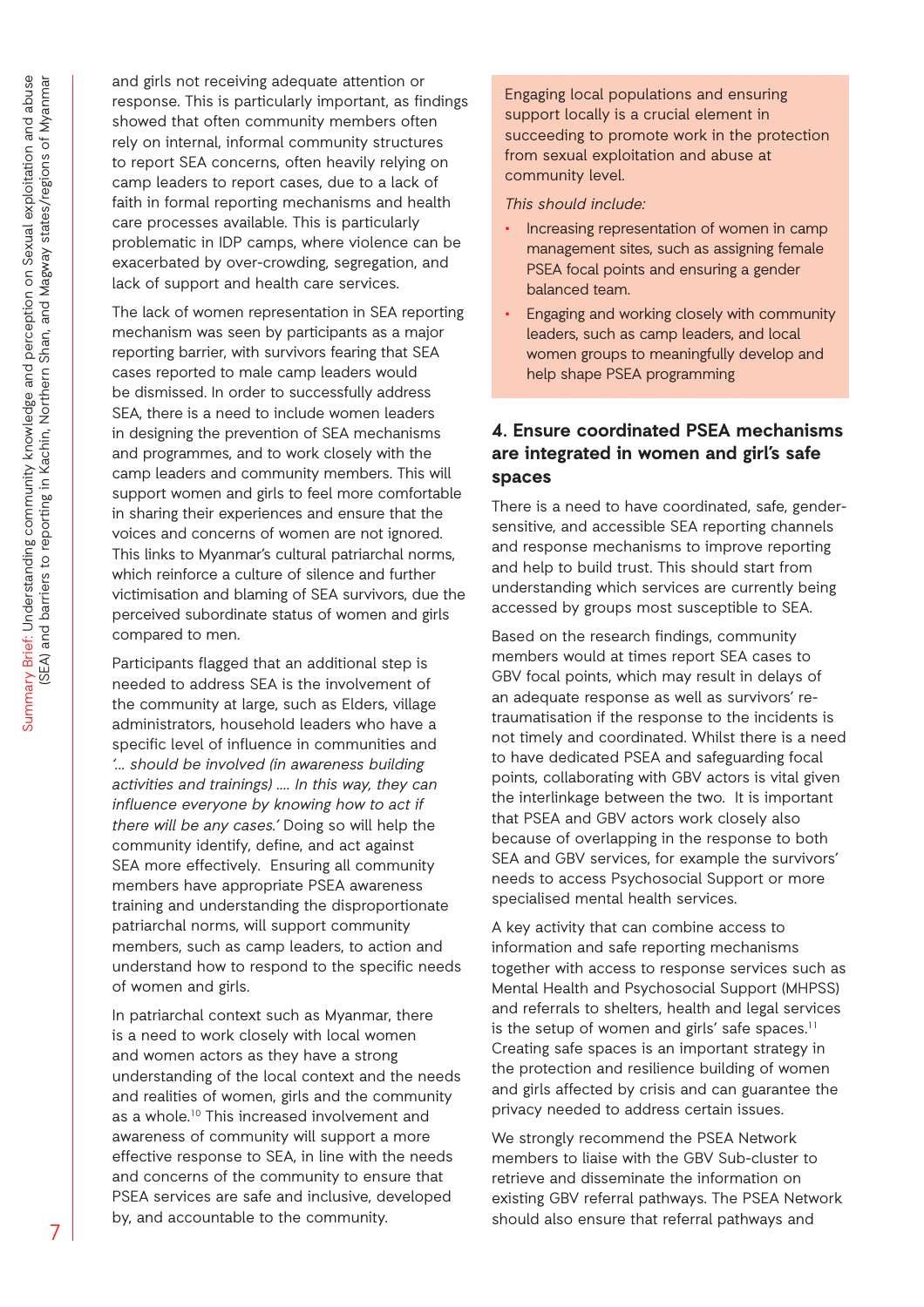and girls not receiving adequate attention or response. This is particularly important, as findings showed that often community members often rely on internal, informal community structures to report SEA concerns, often heavily relying on camp leaders to report cases, due to a lack of faith in formal reporting mechanisms and health care processes available. This is particularly problematic in IDP camps, where violence can be exacerbated by over-crowding, segregation, and lack of support and health care services.

The lack of women representation in SEA reporting mechanism was seen by participants as a major reporting barrier, with survivors fearing that SEA cases reported to male camp leaders would be dismissed. In order to successfully address SEA, there is a need to include women leaders in designing the prevention of SEA mechanisms and programmes, and to work closely with the camp leaders and community members. This will support women and girls to feel more comfortable in sharing their experiences and ensure that the voices and concerns of women are not ignored. This links to Myanmar's cultural patriarchal norms, which reinforce a culture of silence and further victimisation and blaming of SEA survivors, due the perceived subordinate status of women and girls compared to men.

Participants flagged that an additional step is needed to address SEA is the involvement of the community at large, such as Elders, village administrators, household leaders who have a specific level of influence in communities and *'... should be involved (in awareness building activities and trainings) .... In this way, they can influence everyone by knowing how to act if there will be any cases.'* Doing so will help the community identify, define, and act against SEA more effectively. Ensuring all community members have appropriate PSEA awareness training and understanding the disproportionate patriarchal norms, will support community members, such as camp leaders, to action and understand how to respond to the specific needs of women and girls.

In patriarchal context such as Myanmar, there is a need to work closely with local women and women actors as they have a strong understanding of the local context and the needs and realities of women, girls and the community as a whole.[10] This increased involvement and awareness of community will support a more effective response to SEA, in line with the needs and concerns of the community to ensure that PSEA services are safe and inclusive, developed by, and accountable to the community.

Engaging local populations and ensuring support locally is a crucial element in succeeding to promote work in the protection from sexual exploitation and abuse at community level.

*This should include:*

- Increasing representation of women in camp management sites, such as assigning female PSEA focal points and ensuring a gender balanced team.
- Engaging and working closely with community leaders, such as camp leaders, and local women groups to meaningfully develop and help shape PSEA programming

## 4. Ensure coordinated PSEA mechanisms are integrated in women and girl's safe spaces

There is a need to have coordinated, safe, gender-sensitive, and accessible SEA reporting channels and response mechanisms to improve reporting and help to build trust. This should start from understanding which services are currently being accessed by groups most susceptible to SEA.

Based on the research findings, community members would at times report SEA cases to GBV focal points, which may result in delays of an adequate response as well as survivors' re-traumatisation if the response to the incidents is not timely and coordinated. Whilst there is a need to have dedicated PSEA and safeguarding focal points, collaborating with GBV actors is vital given the interlinkage between the two. It is important that PSEA and GBV actors work closely also because of overlapping in the response to both SEA and GBV services, for example the survivors' needs to access Psychosocial Support or more specialised mental health services.

A key activity that can combine access to information and safe reporting mechanisms together with access to response services such as Mental Health and Psychosocial Support (MHPSS) and referrals to shelters, health and legal services is the setup of women and girls' safe spaces.[11] Creating safe spaces is an important strategy in the protection and resilience building of women and girls affected by crisis and can guarantee the privacy needed to address certain issues.

We strongly recommend the PSEA Network members to liaise with the GBV Sub-cluster to retrieve and disseminate the information on existing GBV referral pathways. The PSEA Network should also ensure that referral pathways and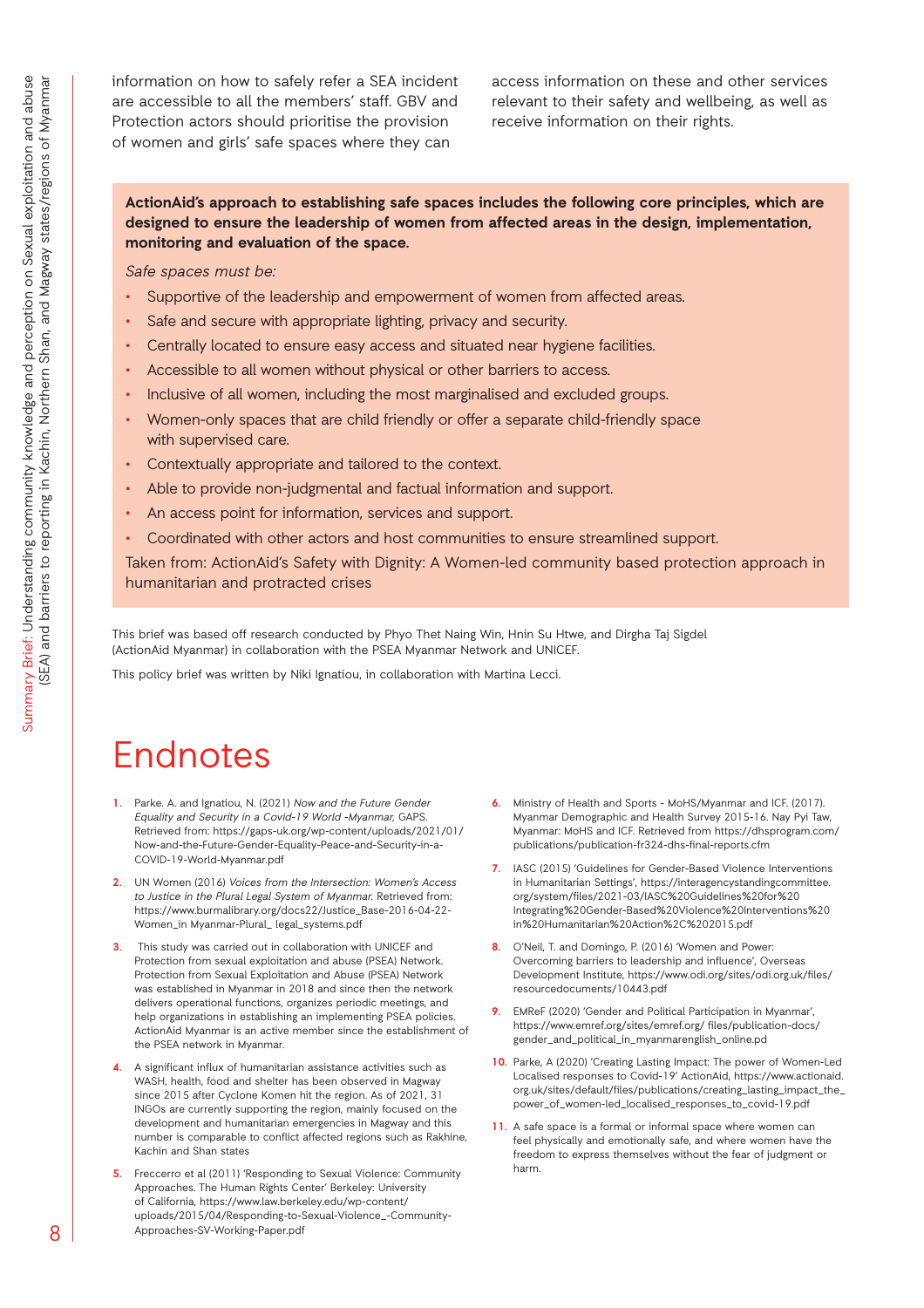information on how to safely refer a SEA incident are accessible to all the members' staff. GBV and Protection actors should prioritise the provision of women and girls' safe spaces where they can access information on these and other services relevant to their safety and wellbeing, as well as receive information on their rights.

**ActionAid's approach to establishing safe spaces includes the following core principles, which are designed to ensure the leadership of women from affected areas in the design, implementation, monitoring and evaluation of the space.**

*Safe spaces must be:*

- Supportive of the leadership and empowerment of women from affected areas.
- Safe and secure with appropriate lighting, privacy and security.
- Centrally located to ensure easy access and situated near hygiene facilities.
- Accessible to all women without physical or other barriers to access.
- Inclusive of all women, including the most marginalised and excluded groups.
- Women-only spaces that are child friendly or offer a separate child-friendly space with supervised care.
- Contextually appropriate and tailored to the context.
- Able to provide non-judgmental and factual information and support.
- An access point for information, services and support.
- Coordinated with other actors and host communities to ensure streamlined support.

Taken from: ActionAid's Safety with Dignity: A Women-led community based protection approach in humanitarian and protracted crises

This brief was based off research conducted by Phyo Thet Naing Win, Hnin Su Htwe, and Dirgha Taj Sigdel (ActionAid Myanmar) in collaboration with the PSEA Myanmar Network and UNICEF.

This policy brief was written by Niki Ignatiou, in collaboration with Martina Lecci.

# Endnotes

1. Parke. A. and Ignatiou, N. (2021) *Now and the Future Gender Equality and Security in a Covid-19 World -Myanmar,* GAPS. Retrieved from: https://gaps-uk.org/wp-content/uploads/2021/01/Now-and-the-Future-Gender-Equality-Peace-and-Security-in-a-COVID-19-World-Myanmar.pdf
2. UN Women (2016) *Voices from the Intersection: Women's Access to Justice in the Plural Legal System of Myanmar.* Retrieved from: https://www.burmalibrary.org/docs22/Justice_Base-2016-04-22-Women_in Myanmar-Plural_ legal_systems.pdf
3. This study was carried out in collaboration with UNICEF and Protection from sexual exploitation and abuse (PSEA) Network. Protection from Sexual Exploitation and Abuse (PSEA) Network was established in Myanmar in 2018 and since then the network delivers operational functions, organizes periodic meetings, and help organizations in establishing an implementing PSEA policies. ActionAid Myanmar is an active member since the establishment of the PSEA network in Myanmar.
4. A significant influx of humanitarian assistance activities such as WASH, health, food and shelter has been observed in Magway since 2015 after Cyclone Komen hit the region. As of 2021, 31 INGOs are currently supporting the region, mainly focused on the development and humanitarian emergencies in Magway and this number is comparable to conflict affected regions such as Rakhine, Kachin and Shan states
5. Freccerro et al (2011) 'Responding to Sexual Violence: Community Approaches. The Human Rights Center' Berkeley: University of California, https://www.law.berkeley.edu/wp-content/uploads/2015/04/Responding-to-Sexual-Violence_-Community-Approaches-SV-Working-Paper.pdf
6. Ministry of Health and Sports - MoHS/Myanmar and ICF. (2017). Myanmar Demographic and Health Survey 2015-16. Nay Pyi Taw, Myanmar: MoHS and ICF. Retrieved from https://dhsprogram.com/publications/publication-fr324-dhs-final-reports.cfm
7. IASC (2015) 'Guidelines for Gender-Based Violence Interventions in Humanitarian Settings', https://interagencystandingcommittee.org/system/files/2021-03/IASC%20Guidelines%20for%20Integrating%20Gender-Based%20Violence%20Interventions%20in%20Humanitarian%20Action%2C%202015.pdf
8. O'Neil, T. and Domingo, P. (2016) 'Women and Power: Overcoming barriers to leadership and influence', Overseas Development Institute, https://www.odi.org/sites/odi.org.uk/files/resourcedocuments/10443.pdf
9. EMReF (2020) 'Gender and Political Participation in Myanmar', https://www.emref.org/sites/emref.org/ files/publication-docs/gender_and_political_in_myanmarenglish_online.pd
10. Parke, A (2020) 'Creating Lasting Impact: The power of Women-Led Localised responses to Covid-19' ActionAid, https://www.actionaid.org.uk/sites/default/files/publications/creating_lasting_impact_the_power_of_women-led_localised_responses_to_covid-19.pdf
11. A safe space is a formal or informal space where women can feel physically and emotionally safe, and where women have the freedom to express themselves without the fear of judgment or harm.